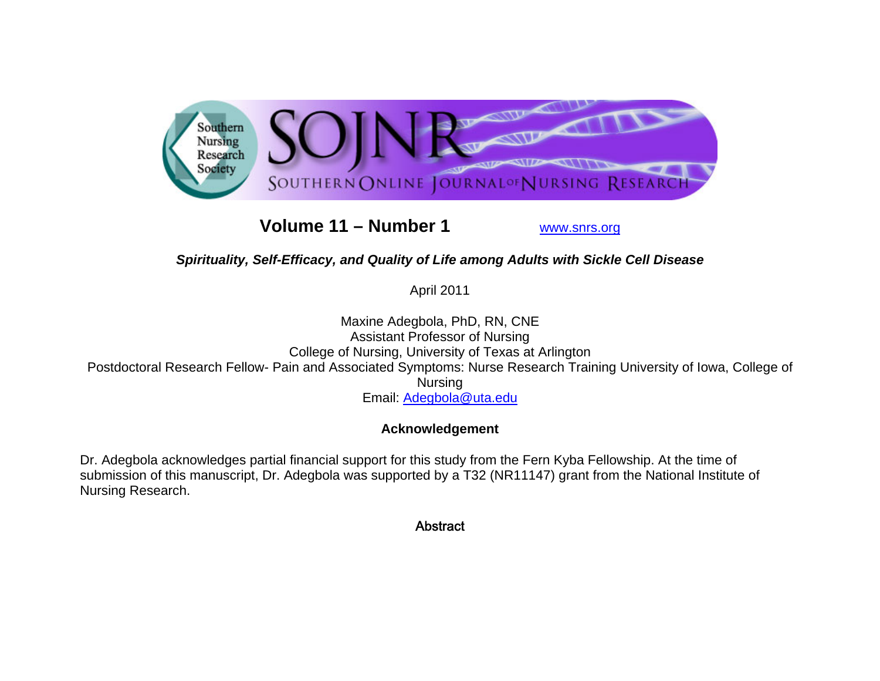SOJNR — Southern Online Journal of Nursing Research

Southern Nursing Research Society

**Volume 11 – Number 1** www.snrs.org

# *Spirituality, Self-Efficacy, and Quality of Life among Adults with Sickle Cell Disease*

April 2011

Maxine Adegbola, PhD, RN, CNE
Assistant Professor of Nursing
College of Nursing, University of Texas at Arlington
Postdoctoral Research Fellow- Pain and Associated Symptoms: Nurse Research Training University of Iowa, College of Nursing
Email: Adegbola@uta.edu

## Acknowledgement

Dr. Adegbola acknowledges partial financial support for this study from the Fern Kyba Fellowship. At the time of submission of this manuscript, Dr. Adegbola was supported by a T32 (NR11147) grant from the National Institute of Nursing Research.

## Abstract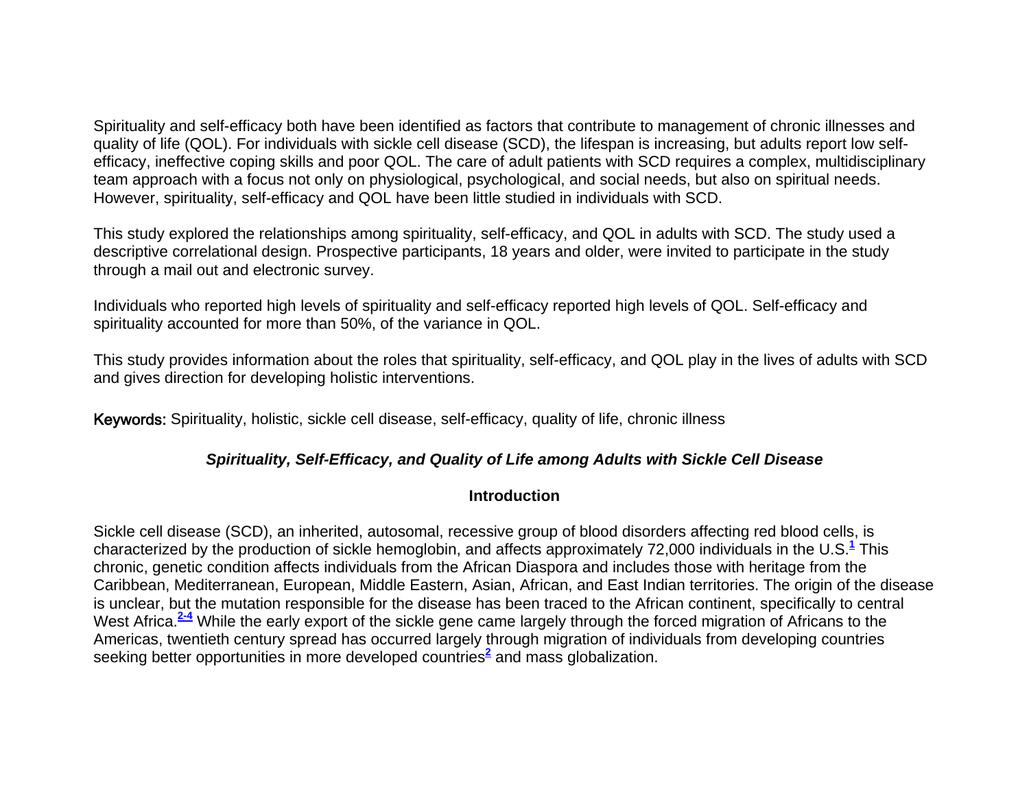Spirituality and self-efficacy both have been identified as factors that contribute to management of chronic illnesses and quality of life (QOL). For individuals with sickle cell disease (SCD), the lifespan is increasing, but adults report low self-efficacy, ineffective coping skills and poor QOL. The care of adult patients with SCD requires a complex, multidisciplinary team approach with a focus not only on physiological, psychological, and social needs, but also on spiritual needs. However, spirituality, self-efficacy and QOL have been little studied in individuals with SCD.

This study explored the relationships among spirituality, self-efficacy, and QOL in adults with SCD. The study used a descriptive correlational design. Prospective participants, 18 years and older, were invited to participate in the study through a mail out and electronic survey.

Individuals who reported high levels of spirituality and self-efficacy reported high levels of QOL. Self-efficacy and spirituality accounted for more than 50%, of the variance in QOL.

This study provides information about the roles that spirituality, self-efficacy, and QOL play in the lives of adults with SCD and gives direction for developing holistic interventions.

**Keywords:** Spirituality, holistic, sickle cell disease, self-efficacy, quality of life, chronic illness

## ***Spirituality, Self-Efficacy, and Quality of Life among Adults with Sickle Cell Disease***

## Introduction

Sickle cell disease (SCD), an inherited, autosomal, recessive group of blood disorders affecting red blood cells, is characterized by the production of sickle hemoglobin, and affects approximately 72,000 individuals in the U.S.[1] This chronic, genetic condition affects individuals from the African Diaspora and includes those with heritage from the Caribbean, Mediterranean, European, Middle Eastern, Asian, African, and East Indian territories. The origin of the disease is unclear, but the mutation responsible for the disease has been traced to the African continent, specifically to central West Africa.[2-4] While the early export of the sickle gene came largely through the forced migration of Africans to the Americas, twentieth century spread has occurred largely through migration of individuals from developing countries seeking better opportunities in more developed countries[2] and mass globalization.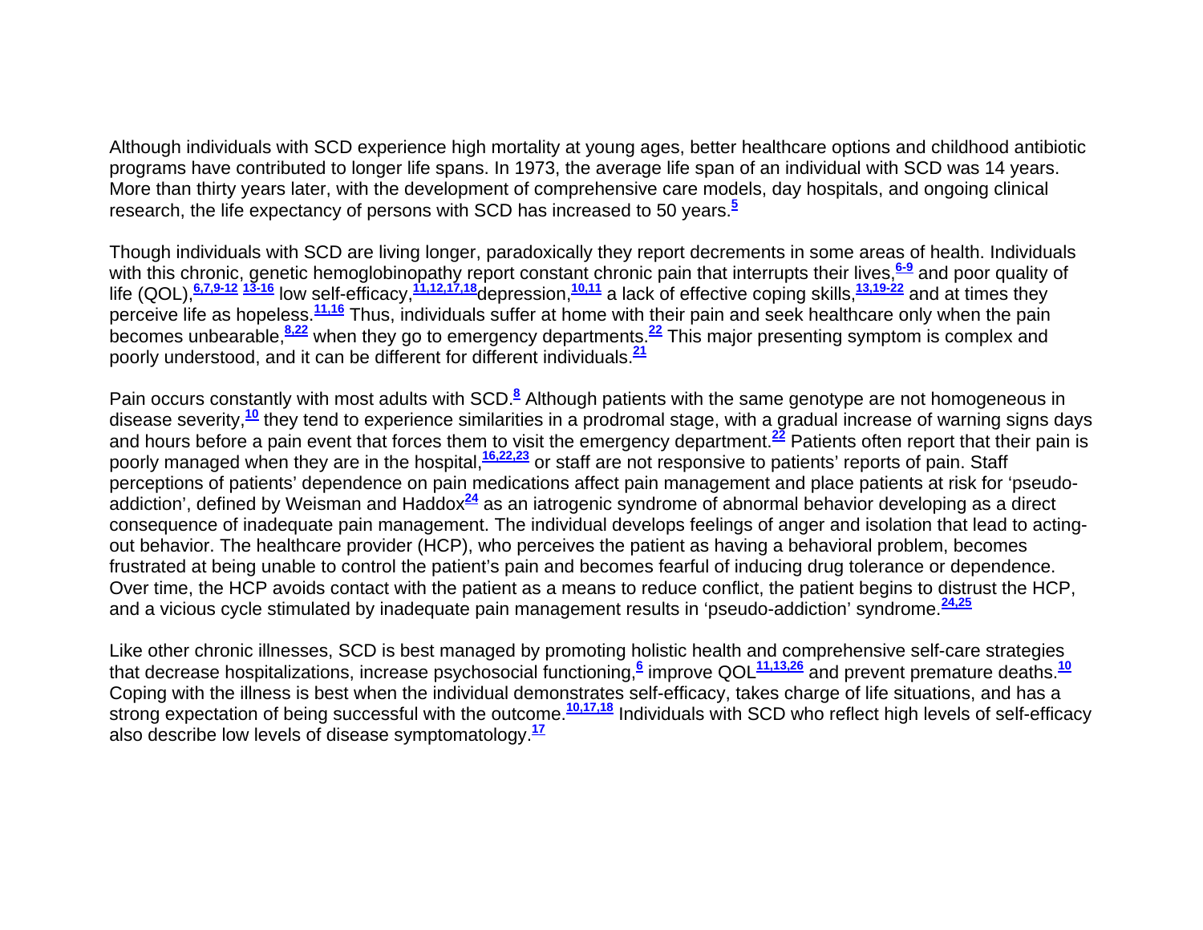Although individuals with SCD experience high mortality at young ages, better healthcare options and childhood antibiotic programs have contributed to longer life spans. In 1973, the average life span of an individual with SCD was 14 years. More than thirty years later, with the development of comprehensive care models, day hospitals, and ongoing clinical research, the life expectancy of persons with SCD has increased to 50 years.[5]

Though individuals with SCD are living longer, paradoxically they report decrements in some areas of health. Individuals with this chronic, genetic hemoglobinopathy report constant chronic pain that interrupts their lives,[6-9] and poor quality of life (QOL),[6,7,9-12] [13-16] low self-efficacy,[11,12,17,18]depression,[10,11] a lack of effective coping skills,[13,19-22] and at times they perceive life as hopeless.[11,16] Thus, individuals suffer at home with their pain and seek healthcare only when the pain becomes unbearable,[8,22] when they go to emergency departments.[22] This major presenting symptom is complex and poorly understood, and it can be different for different individuals.[21]

Pain occurs constantly with most adults with SCD.[8] Although patients with the same genotype are not homogeneous in disease severity,[10] they tend to experience similarities in a prodromal stage, with a gradual increase of warning signs days and hours before a pain event that forces them to visit the emergency department.[22] Patients often report that their pain is poorly managed when they are in the hospital,[16,22,23] or staff are not responsive to patients' reports of pain. Staff perceptions of patients' dependence on pain medications affect pain management and place patients at risk for 'pseudo-addiction', defined by Weisman and Haddox[24] as an iatrogenic syndrome of abnormal behavior developing as a direct consequence of inadequate pain management. The individual develops feelings of anger and isolation that lead to acting-out behavior. The healthcare provider (HCP), who perceives the patient as having a behavioral problem, becomes frustrated at being unable to control the patient's pain and becomes fearful of inducing drug tolerance or dependence. Over time, the HCP avoids contact with the patient as a means to reduce conflict, the patient begins to distrust the HCP, and a vicious cycle stimulated by inadequate pain management results in 'pseudo-addiction' syndrome.[24,25]

Like other chronic illnesses, SCD is best managed by promoting holistic health and comprehensive self-care strategies that decrease hospitalizations, increase psychosocial functioning,[6] improve QOL[11,13,26] and prevent premature deaths.[10] Coping with the illness is best when the individual demonstrates self-efficacy, takes charge of life situations, and has a strong expectation of being successful with the outcome.[10,17,18] Individuals with SCD who reflect high levels of self-efficacy also describe low levels of disease symptomatology.[17]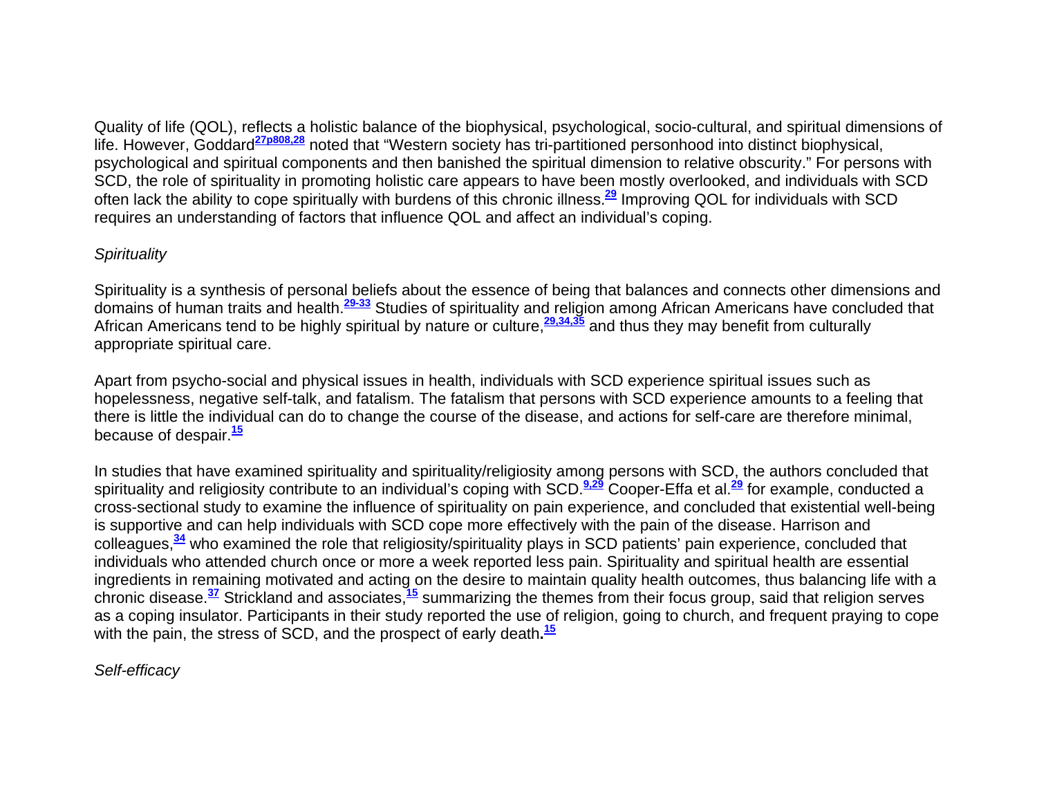Quality of life (QOL), reflects a holistic balance of the biophysical, psychological, socio-cultural, and spiritual dimensions of life. However, Goddard[27p808,28] noted that "Western society has tri-partitioned personhood into distinct biophysical, psychological and spiritual components and then banished the spiritual dimension to relative obscurity." For persons with SCD, the role of spirituality in promoting holistic care appears to have been mostly overlooked, and individuals with SCD often lack the ability to cope spiritually with burdens of this chronic illness.[29] Improving QOL for individuals with SCD requires an understanding of factors that influence QOL and affect an individual's coping.

*Spirituality*

Spirituality is a synthesis of personal beliefs about the essence of being that balances and connects other dimensions and domains of human traits and health.[29-33] Studies of spirituality and religion among African Americans have concluded that African Americans tend to be highly spiritual by nature or culture,[29,34,35] and thus they may benefit from culturally appropriate spiritual care.

Apart from psycho-social and physical issues in health, individuals with SCD experience spiritual issues such as hopelessness, negative self-talk, and fatalism. The fatalism that persons with SCD experience amounts to a feeling that there is little the individual can do to change the course of the disease, and actions for self-care are therefore minimal, because of despair.[15]

In studies that have examined spirituality and spirituality/religiosity among persons with SCD, the authors concluded that spirituality and religiosity contribute to an individual's coping with SCD.[9,29] Cooper-Effa et al.[29] for example, conducted a cross-sectional study to examine the influence of spirituality on pain experience, and concluded that existential well-being is supportive and can help individuals with SCD cope more effectively with the pain of the disease. Harrison and colleagues,[34] who examined the role that religiosity/spirituality plays in SCD patients' pain experience, concluded that individuals who attended church once or more a week reported less pain. Spirituality and spiritual health are essential ingredients in remaining motivated and acting on the desire to maintain quality health outcomes, thus balancing life with a chronic disease.[37] Strickland and associates,[15] summarizing the themes from their focus group, said that religion serves as a coping insulator. Participants in their study reported the use of religion, going to church, and frequent praying to cope with the pain, the stress of SCD, and the prospect of early death.[15]

*Self-efficacy*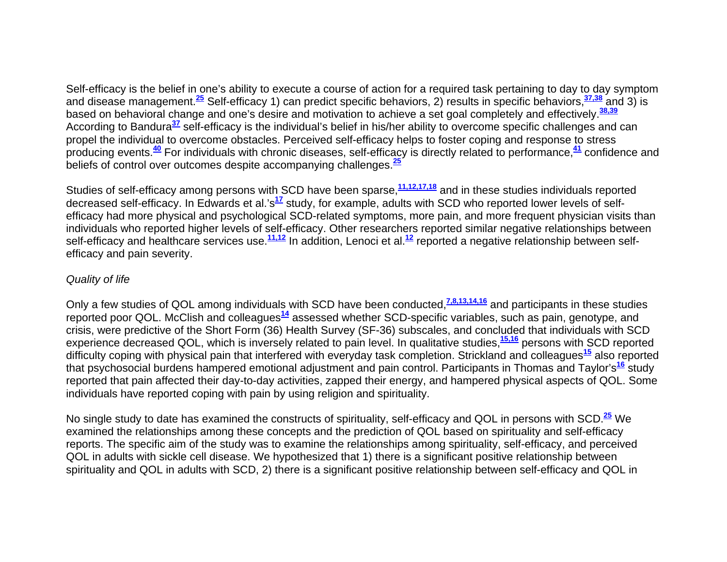Self-efficacy is the belief in one's ability to execute a course of action for a required task pertaining to day to day symptom and disease management.[25] Self-efficacy 1) can predict specific behaviors, 2) results in specific behaviors,[37,38] and 3) is based on behavioral change and one's desire and motivation to achieve a set goal completely and effectively.[38,39] According to Bandura[37] self-efficacy is the individual's belief in his/her ability to overcome specific challenges and can propel the individual to overcome obstacles. Perceived self-efficacy helps to foster coping and response to stress producing events.[40] For individuals with chronic diseases, self-efficacy is directly related to performance,[41] confidence and beliefs of control over outcomes despite accompanying challenges.[25]

Studies of self-efficacy among persons with SCD have been sparse,[11,12,17,18] and in these studies individuals reported decreased self-efficacy. In Edwards et al.'s[17] study, for example, adults with SCD who reported lower levels of self-efficacy had more physical and psychological SCD-related symptoms, more pain, and more frequent physician visits than individuals who reported higher levels of self-efficacy. Other researchers reported similar negative relationships between self-efficacy and healthcare services use.[11,12] In addition, Lenoci et al.[12] reported a negative relationship between self-efficacy and pain severity.

*Quality of life*

Only a few studies of QOL among individuals with SCD have been conducted,[7,8,13,14,16] and participants in these studies reported poor QOL. McClish and colleagues[14] assessed whether SCD-specific variables, such as pain, genotype, and crisis, were predictive of the Short Form (36) Health Survey (SF-36) subscales, and concluded that individuals with SCD experience decreased QOL, which is inversely related to pain level. In qualitative studies,[15,16] persons with SCD reported difficulty coping with physical pain that interfered with everyday task completion. Strickland and colleagues[15] also reported that psychosocial burdens hampered emotional adjustment and pain control. Participants in Thomas and Taylor's[16] study reported that pain affected their day-to-day activities, zapped their energy, and hampered physical aspects of QOL. Some individuals have reported coping with pain by using religion and spirituality.

No single study to date has examined the constructs of spirituality, self-efficacy and QOL in persons with SCD.[25] We examined the relationships among these concepts and the prediction of QOL based on spirituality and self-efficacy reports. The specific aim of the study was to examine the relationships among spirituality, self-efficacy, and perceived QOL in adults with sickle cell disease. We hypothesized that 1) there is a significant positive relationship between spirituality and QOL in adults with SCD, 2) there is a significant positive relationship between self-efficacy and QOL in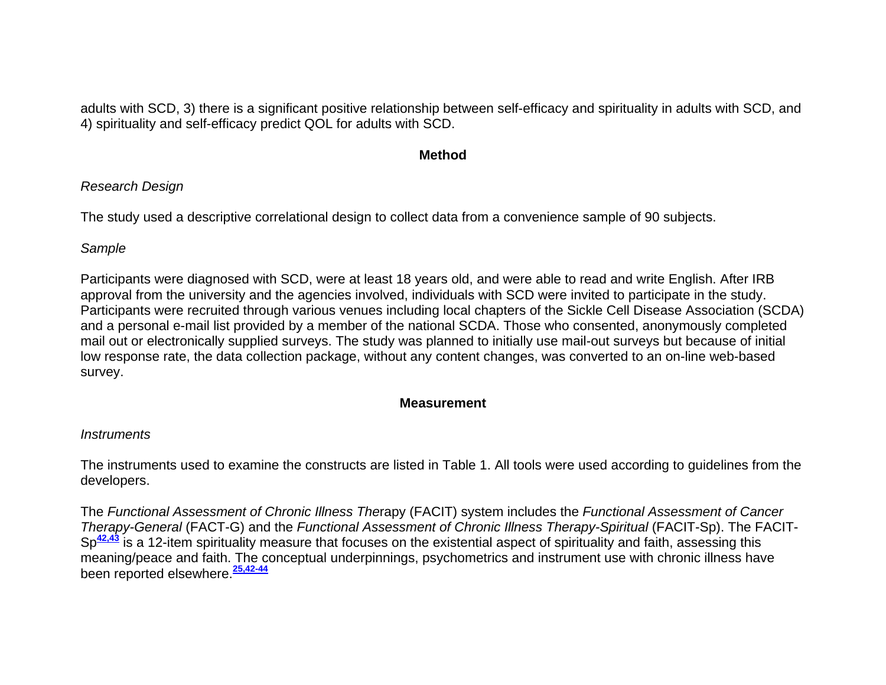adults with SCD, 3) there is a significant positive relationship between self-efficacy and spirituality in adults with SCD, and 4) spirituality and self-efficacy predict QOL for adults with SCD.

## Method

*Research Design*

The study used a descriptive correlational design to collect data from a convenience sample of 90 subjects.

*Sample*

Participants were diagnosed with SCD, were at least 18 years old, and were able to read and write English. After IRB approval from the university and the agencies involved, individuals with SCD were invited to participate in the study. Participants were recruited through various venues including local chapters of the Sickle Cell Disease Association (SCDA) and a personal e-mail list provided by a member of the national SCDA. Those who consented, anonymously completed mail out or electronically supplied surveys. The study was planned to initially use mail-out surveys but because of initial low response rate, the data collection package, without any content changes, was converted to an on-line web-based survey.

## Measurement

*Instruments*

The instruments used to examine the constructs are listed in Table 1. All tools were used according to guidelines from the developers.

The *Functional Assessment of Chronic Illness The*rapy (FACIT) system includes the *Functional Assessment of Cancer Therapy-General* (FACT-G) and the *Functional Assessment of Chronic Illness Therapy-Spiritual* (FACIT-Sp). The FACIT-Sp[42,43] is a 12-item spirituality measure that focuses on the existential aspect of spirituality and faith, assessing this meaning/peace and faith. The conceptual underpinnings, psychometrics and instrument use with chronic illness have been reported elsewhere.[25,42-44]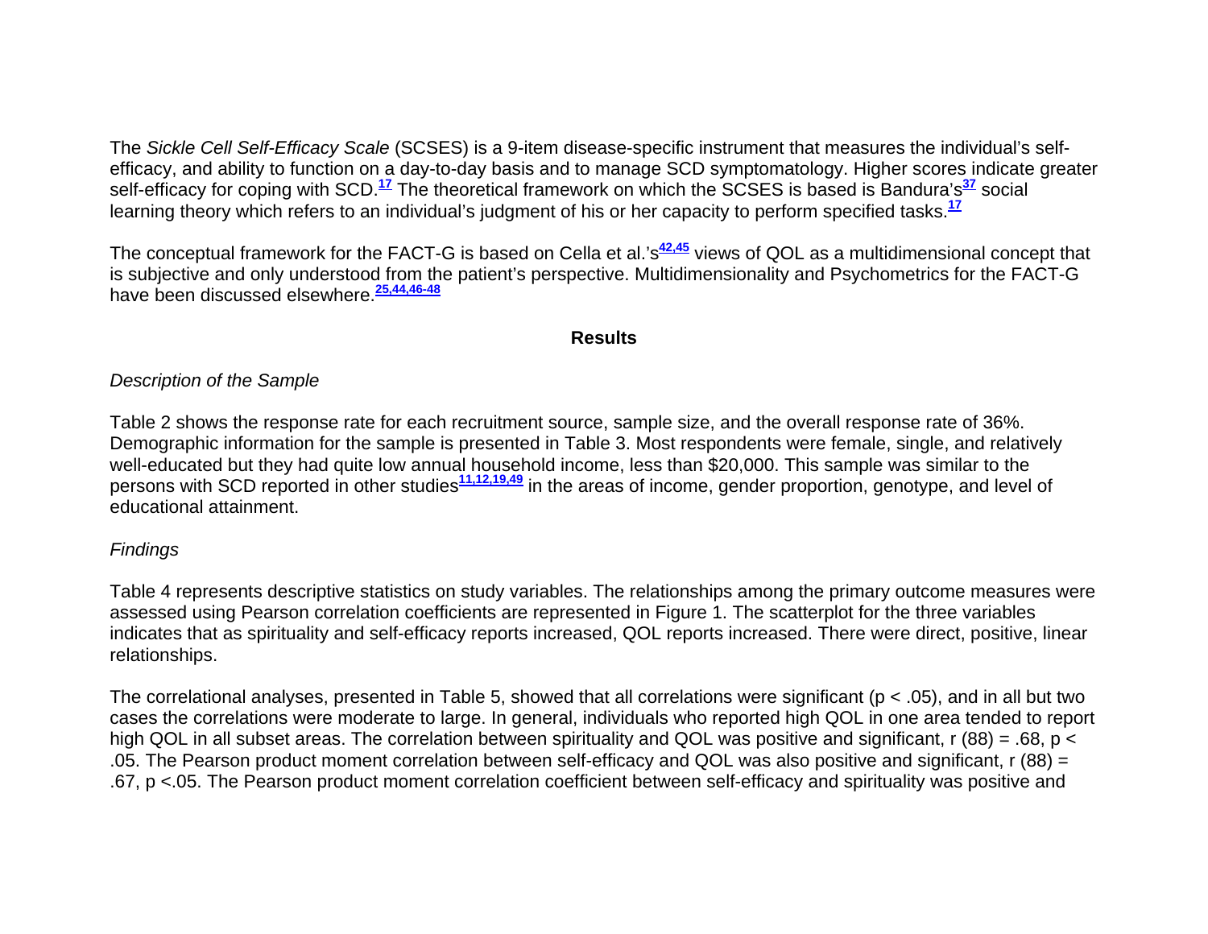The *Sickle Cell Self-Efficacy Scale* (SCSES) is a 9-item disease-specific instrument that measures the individual's self-efficacy, and ability to function on a day-to-day basis and to manage SCD symptomatology. Higher scores indicate greater self-efficacy for coping with SCD.[17] The theoretical framework on which the SCSES is based is Bandura's[37] social learning theory which refers to an individual's judgment of his or her capacity to perform specified tasks.[17]

The conceptual framework for the FACT-G is based on Cella et al.'s[42,45] views of QOL as a multidimensional concept that is subjective and only understood from the patient's perspective. Multidimensionality and Psychometrics for the FACT-G have been discussed elsewhere.[25,44,46-48]

## Results

*Description of the Sample*

Table 2 shows the response rate for each recruitment source, sample size, and the overall response rate of 36%. Demographic information for the sample is presented in Table 3. Most respondents were female, single, and relatively well-educated but they had quite low annual household income, less than $20,000. This sample was similar to the persons with SCD reported in other studies[11,12,19,49] in the areas of income, gender proportion, genotype, and level of educational attainment.

*Findings*

Table 4 represents descriptive statistics on study variables. The relationships among the primary outcome measures were assessed using Pearson correlation coefficients are represented in Figure 1. The scatterplot for the three variables indicates that as spirituality and self-efficacy reports increased, QOL reports increased. There were direct, positive, linear relationships.

The correlational analyses, presented in Table 5, showed that all correlations were significant ($p < .05$), and in all but two cases the correlations were moderate to large. In general, individuals who reported high QOL in one area tended to report high QOL in all subset areas. The correlation between spirituality and QOL was positive and significant, $r\ (88) = .68$, $p < .05$. The Pearson product moment correlation between self-efficacy and QOL was also positive and significant, $r\ (88) = .67$, $p < .05$. The Pearson product moment correlation coefficient between self-efficacy and spirituality was positive and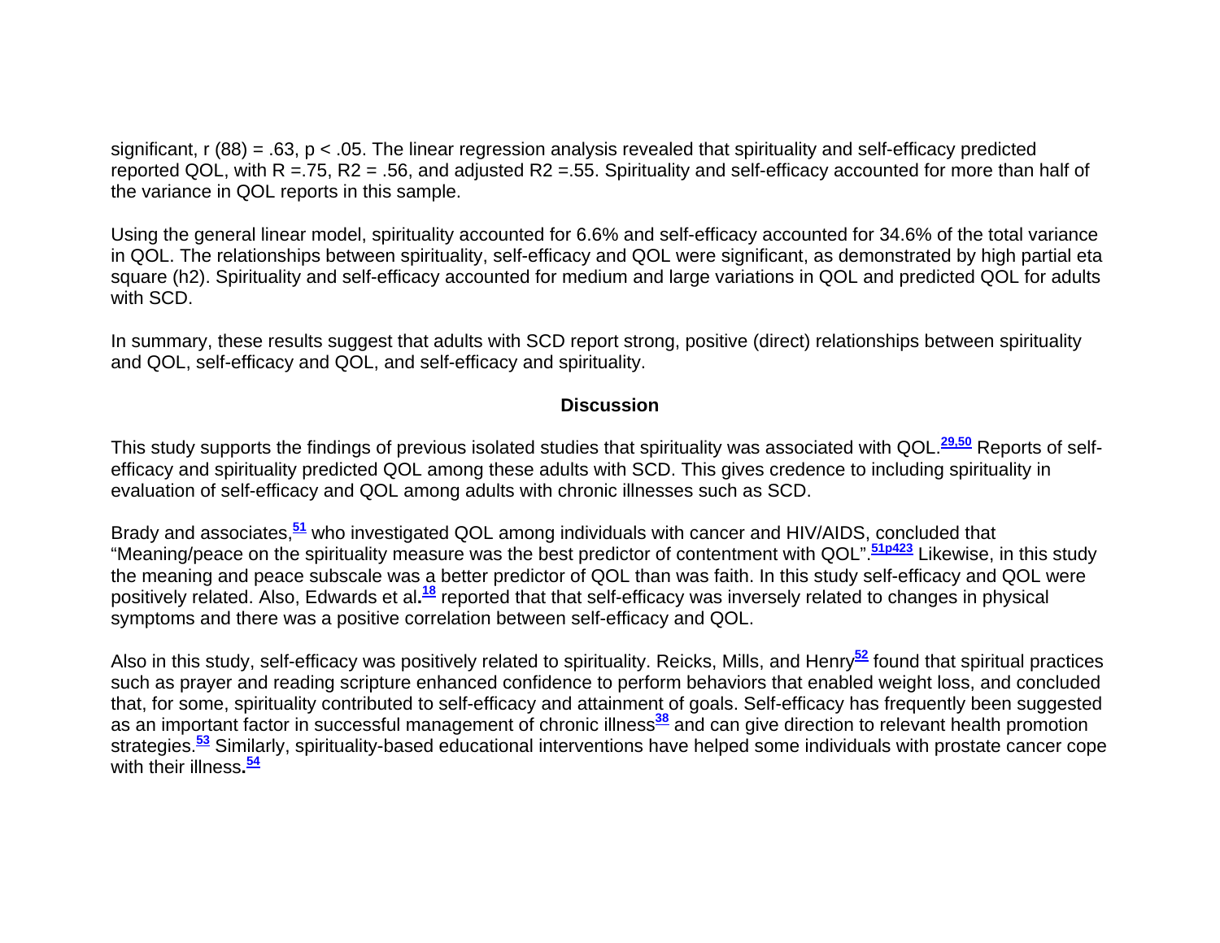significant, r (88) = .63, $p < .05$. The linear regression analysis revealed that spirituality and self-efficacy predicted reported QOL, with R =.75, R2 = .56, and adjusted R2 =.55. Spirituality and self-efficacy accounted for more than half of the variance in QOL reports in this sample.

Using the general linear model, spirituality accounted for 6.6% and self-efficacy accounted for 34.6% of the total variance in QOL. The relationships between spirituality, self-efficacy and QOL were significant, as demonstrated by high partial eta square (h2). Spirituality and self-efficacy accounted for medium and large variations in QOL and predicted QOL for adults with SCD.

In summary, these results suggest that adults with SCD report strong, positive (direct) relationships between spirituality and QOL, self-efficacy and QOL, and self-efficacy and spirituality.

## Discussion

This study supports the findings of previous isolated studies that spirituality was associated with QOL.[29,50] Reports of self-efficacy and spirituality predicted QOL among these adults with SCD. This gives credence to including spirituality in evaluation of self-efficacy and QOL among adults with chronic illnesses such as SCD.

Brady and associates,[51] who investigated QOL among individuals with cancer and HIV/AIDS, concluded that "Meaning/peace on the spirituality measure was the best predictor of contentment with QOL".[51p423] Likewise, in this study the meaning and peace subscale was a better predictor of QOL than was faith. In this study self-efficacy and QOL were positively related. Also, Edwards et al.[18] reported that that self-efficacy was inversely related to changes in physical symptoms and there was a positive correlation between self-efficacy and QOL.

Also in this study, self-efficacy was positively related to spirituality. Reicks, Mills, and Henry[52] found that spiritual practices such as prayer and reading scripture enhanced confidence to perform behaviors that enabled weight loss, and concluded that, for some, spirituality contributed to self-efficacy and attainment of goals. Self-efficacy has frequently been suggested as an important factor in successful management of chronic illness[38] and can give direction to relevant health promotion strategies.[53] Similarly, spirituality-based educational interventions have helped some individuals with prostate cancer cope with their illness.[54]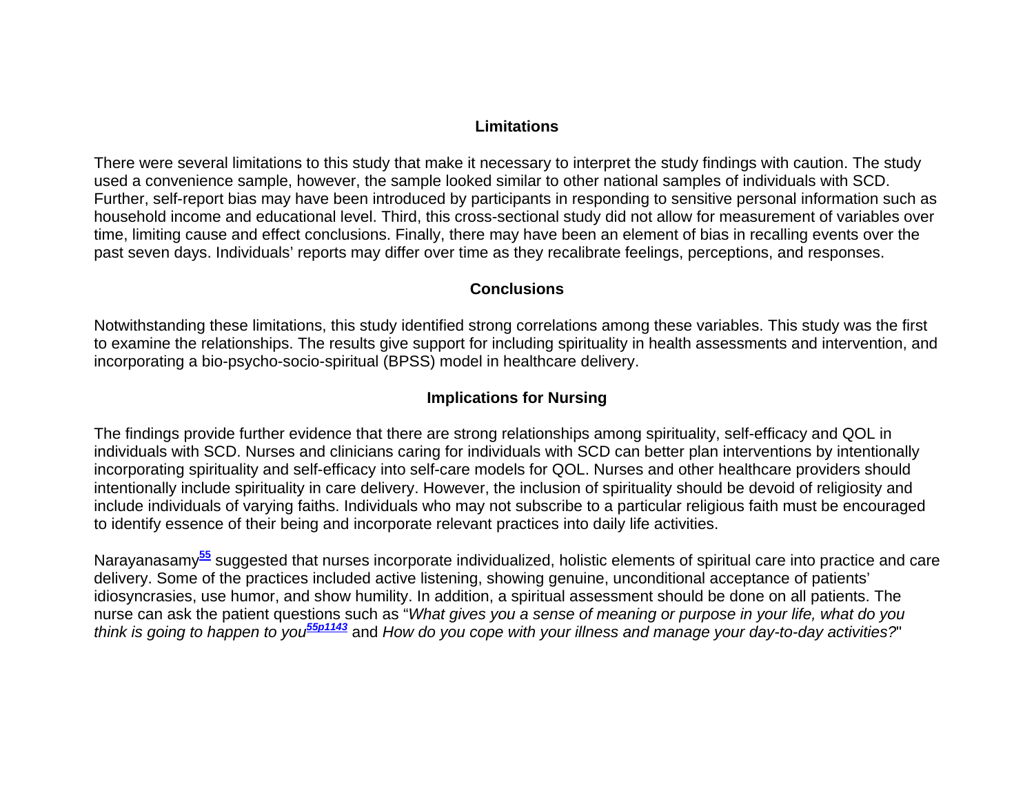## Limitations

There were several limitations to this study that make it necessary to interpret the study findings with caution. The study used a convenience sample, however, the sample looked similar to other national samples of individuals with SCD. Further, self-report bias may have been introduced by participants in responding to sensitive personal information such as household income and educational level. Third, this cross-sectional study did not allow for measurement of variables over time, limiting cause and effect conclusions. Finally, there may have been an element of bias in recalling events over the past seven days. Individuals' reports may differ over time as they recalibrate feelings, perceptions, and responses.

## Conclusions

Notwithstanding these limitations, this study identified strong correlations among these variables. This study was the first to examine the relationships. The results give support for including spirituality in health assessments and intervention, and incorporating a bio-psycho-socio-spiritual (BPSS) model in healthcare delivery.

## Implications for Nursing

The findings provide further evidence that there are strong relationships among spirituality, self-efficacy and QOL in individuals with SCD. Nurses and clinicians caring for individuals with SCD can better plan interventions by intentionally incorporating spirituality and self-efficacy into self-care models for QOL. Nurses and other healthcare providers should intentionally include spirituality in care delivery. However, the inclusion of spirituality should be devoid of religiosity and include individuals of varying faiths. Individuals who may not subscribe to a particular religious faith must be encouraged to identify essence of their being and incorporate relevant practices into daily life activities.

Narayanasamy[55] suggested that nurses incorporate individualized, holistic elements of spiritual care into practice and care delivery. Some of the practices included active listening, showing genuine, unconditional acceptance of patients' idiosyncrasies, use humor, and show humility. In addition, a spiritual assessment should be done on all patients. The nurse can ask the patient questions such as "*What gives you a sense of meaning or purpose in your life, what do you think is going to happen to you*[55p1143] and *How do you cope with your illness and manage your day-to-day activities?*"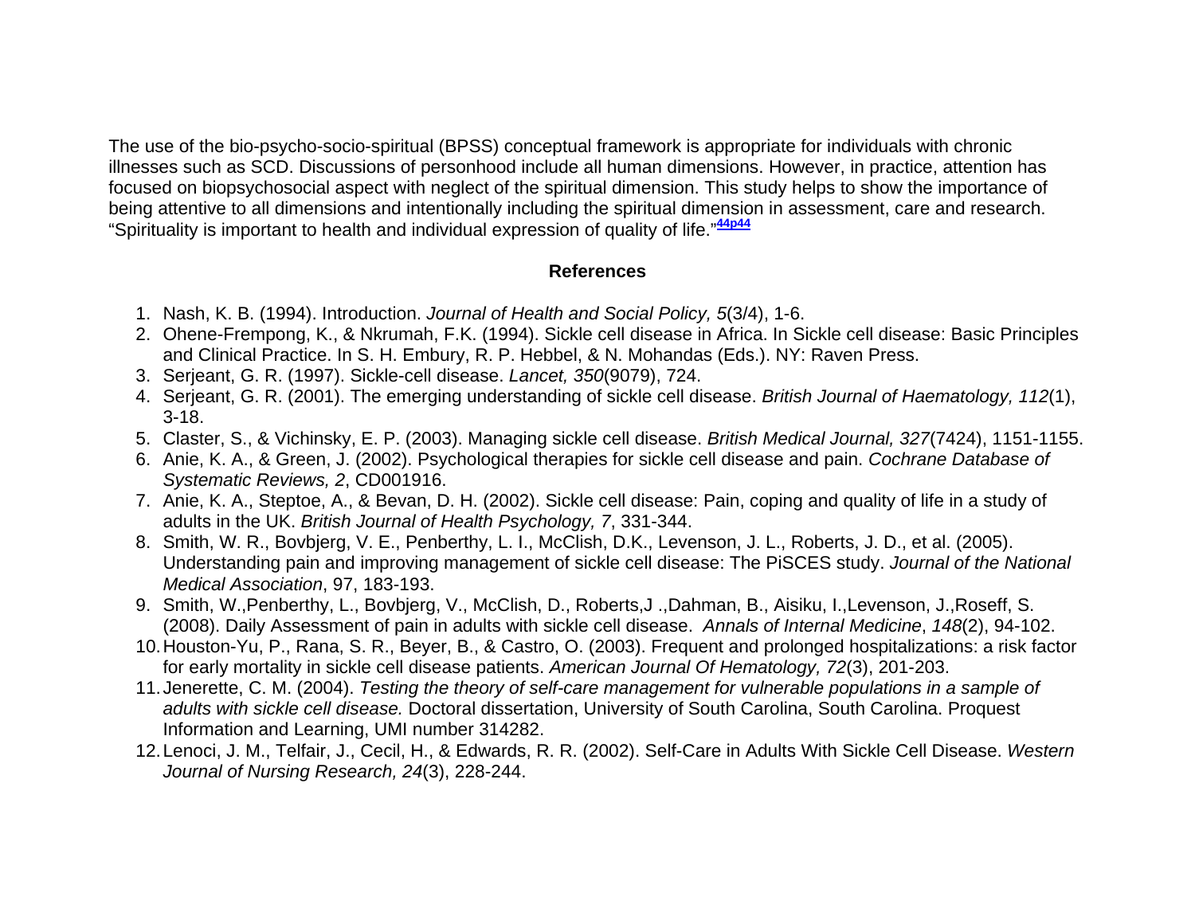The use of the bio-psycho-socio-spiritual (BPSS) conceptual framework is appropriate for individuals with chronic illnesses such as SCD. Discussions of personhood include all human dimensions. However, in practice, attention has focused on biopsychosocial aspect with neglect of the spiritual dimension. This study helps to show the importance of being attentive to all dimensions and intentionally including the spiritual dimension in assessment, care and research. "Spirituality is important to health and individual expression of quality of life."[44p44]

## References

1. Nash, K. B. (1994). Introduction. *Journal of Health and Social Policy, 5*(3/4), 1-6.
2. Ohene-Frempong, K., & Nkrumah, F.K. (1994). Sickle cell disease in Africa. In Sickle cell disease: Basic Principles and Clinical Practice. In S. H. Embury, R. P. Hebbel, & N. Mohandas (Eds.). NY: Raven Press.
3. Serjeant, G. R. (1997). Sickle-cell disease. *Lancet, 350*(9079), 724.
4. Serjeant, G. R. (2001). The emerging understanding of sickle cell disease. *British Journal of Haematology, 112*(1), 3-18.
5. Claster, S., & Vichinsky, E. P. (2003). Managing sickle cell disease. *British Medical Journal, 327*(7424), 1151-1155.
6. Anie, K. A., & Green, J. (2002). Psychological therapies for sickle cell disease and pain. *Cochrane Database of Systematic Reviews, 2*, CD001916.
7. Anie, K. A., Steptoe, A., & Bevan, D. H. (2002). Sickle cell disease: Pain, coping and quality of life in a study of adults in the UK. *British Journal of Health Psychology, 7*, 331-344.
8. Smith, W. R., Bovbjerg, V. E., Penberthy, L. I., McClish, D.K., Levenson, J. L., Roberts, J. D., et al. (2005). Understanding pain and improving management of sickle cell disease: The PiSCES study. *Journal of the National Medical Association*, 97, 183-193.
9. Smith, W.,Penberthy, L., Bovbjerg, V., McClish, D., Roberts,J .,Dahman, B., Aisiku, I.,Levenson, J.,Roseff, S. (2008). Daily Assessment of pain in adults with sickle cell disease. *Annals of Internal Medicine*, *148*(2), 94-102.
10. Houston-Yu, P., Rana, S. R., Beyer, B., & Castro, O. (2003). Frequent and prolonged hospitalizations: a risk factor for early mortality in sickle cell disease patients. *American Journal Of Hematology, 72*(3), 201-203.
11. Jenerette, C. M. (2004). *Testing the theory of self-care management for vulnerable populations in a sample of adults with sickle cell disease.* Doctoral dissertation, University of South Carolina, South Carolina. Proquest Information and Learning, UMI number 314282.
12. Lenoci, J. M., Telfair, J., Cecil, H., & Edwards, R. R. (2002). Self-Care in Adults With Sickle Cell Disease. *Western Journal of Nursing Research, 24*(3), 228-244.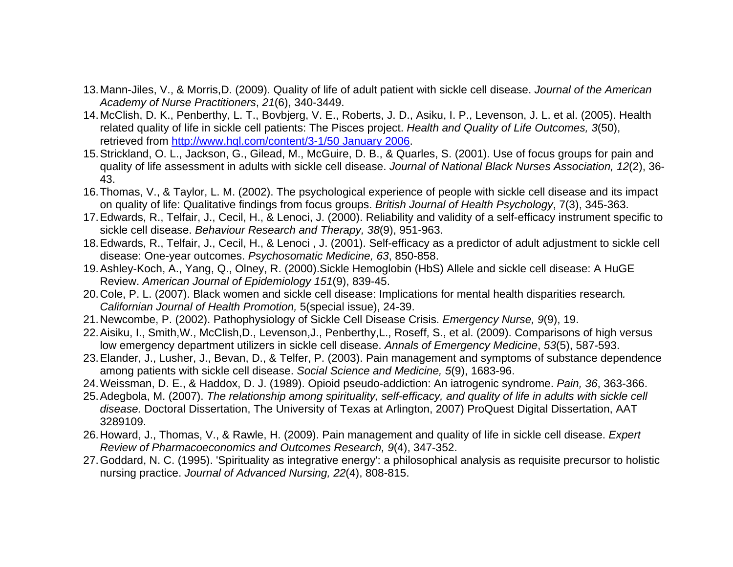13. Mann-Jiles, V., & Morris,D. (2009). Quality of life of adult patient with sickle cell disease. *Journal of the American Academy of Nurse Practitioners*, *21*(6), 340-3449.
14. McClish, D. K., Penberthy, L. T., Bovbjerg, V. E., Roberts, J. D., Asiku, I. P., Levenson, J. L. et al. (2005). Health related quality of life in sickle cell patients: The Pisces project. *Health and Quality of Life Outcomes, 3*(50), retrieved from [http://www.hql.com/content/3-1/50 January 2006](http://www.hql.com/content/3-1/50).
15. Strickland, O. L., Jackson, G., Gilead, M., McGuire, D. B., & Quarles, S. (2001). Use of focus groups for pain and quality of life assessment in adults with sickle cell disease. *Journal of National Black Nurses Association, 12*(2), 36-43.
16. Thomas, V., & Taylor, L. M. (2002). The psychological experience of people with sickle cell disease and its impact on quality of life: Qualitative findings from focus groups. *British Journal of Health Psychology*, 7(3), 345-363.
17. Edwards, R., Telfair, J., Cecil, H., & Lenoci, J. (2000). Reliability and validity of a self-efficacy instrument specific to sickle cell disease. *Behaviour Research and Therapy, 38*(9), 951-963.
18. Edwards, R., Telfair, J., Cecil, H., & Lenoci , J. (2001). Self-efficacy as a predictor of adult adjustment to sickle cell disease: One-year outcomes. *Psychosomatic Medicine, 63*, 850-858.
19. Ashley-Koch, A., Yang, Q., Olney, R. (2000).Sickle Hemoglobin (HbS) Allele and sickle cell disease: A HuGE Review. *American Journal of Epidemiology 151*(9), 839-45.
20. Cole, P. L. (2007). Black women and sickle cell disease: Implications for mental health disparities research*. Californian Journal of Health Promotion,* 5(special issue), 24-39.
21. Newcombe, P. (2002). Pathophysiology of Sickle Cell Disease Crisis. *Emergency Nurse, 9*(9), 19.
22. Aisiku, I., Smith,W., McClish,D., Levenson,J., Penberthy,L., Roseff, S., et al. (2009). Comparisons of high versus low emergency department utilizers in sickle cell disease. *Annals of Emergency Medicine*, *53*(5), 587-593.
23. Elander, J., Lusher, J., Bevan, D., & Telfer, P. (2003). Pain management and symptoms of substance dependence among patients with sickle cell disease. *Social Science and Medicine, 5*(9), 1683-96.
24. Weissman, D. E., & Haddox, D. J. (1989). Opioid pseudo-addiction: An iatrogenic syndrome. *Pain, 36*, 363-366.
25. Adegbola, M. (2007). *The relationship among spirituality, self-efficacy, and quality of life in adults with sickle cell disease.* Doctoral Dissertation, The University of Texas at Arlington, 2007) ProQuest Digital Dissertation, AAT 3289109.
26. Howard, J., Thomas, V., & Rawle, H. (2009). Pain management and quality of life in sickle cell disease. *Expert Review of Pharmacoeconomics and Outcomes Research, 9*(4), 347-352.
27. Goddard, N. C. (1995). 'Spirituality as integrative energy': a philosophical analysis as requisite precursor to holistic nursing practice. *Journal of Advanced Nursing, 22*(4), 808-815.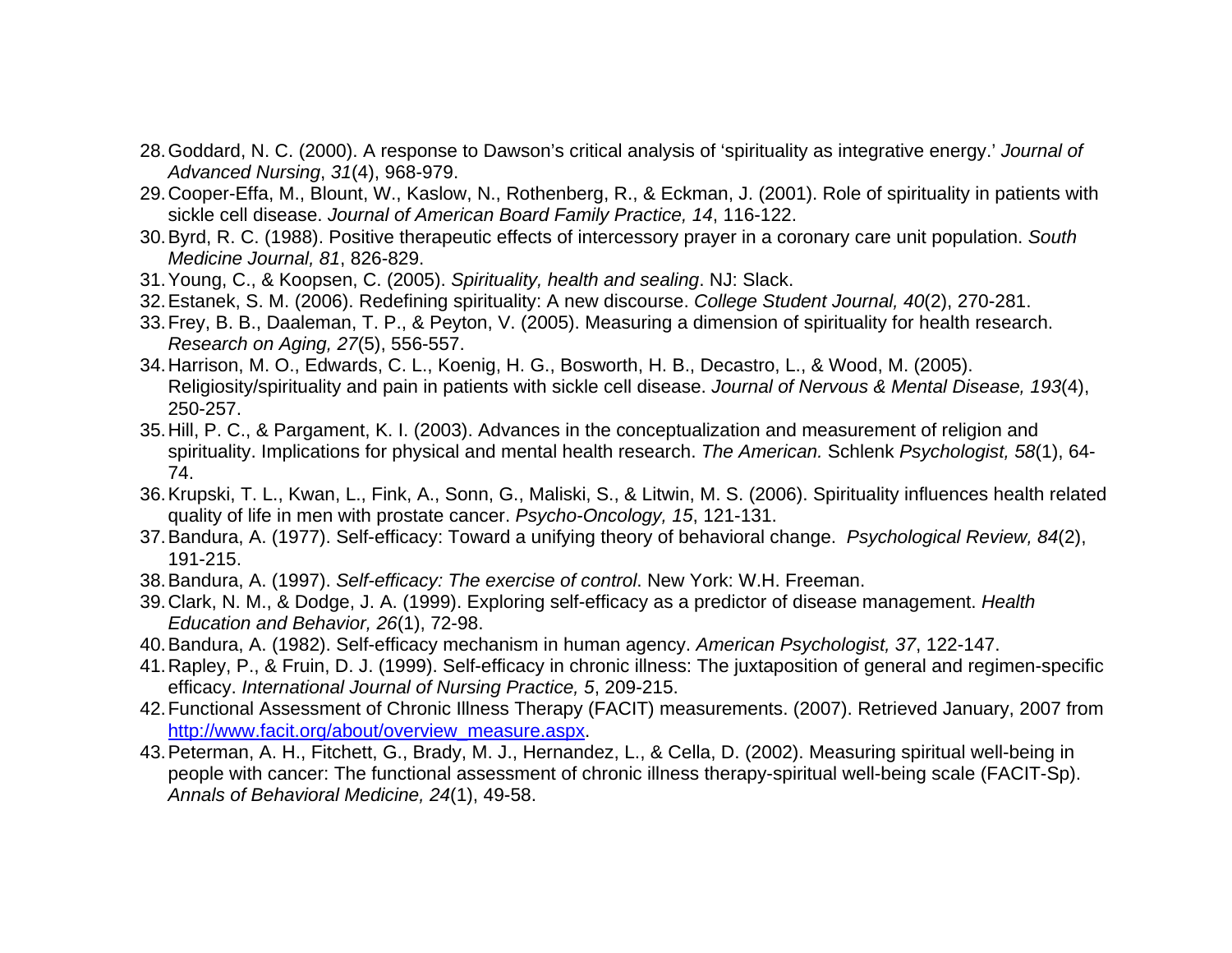28. Goddard, N. C. (2000). A response to Dawson's critical analysis of 'spirituality as integrative energy.' *Journal of Advanced Nursing*, *31*(4), 968-979.
29. Cooper-Effa, M., Blount, W., Kaslow, N., Rothenberg, R., & Eckman, J. (2001). Role of spirituality in patients with sickle cell disease. *Journal of American Board Family Practice, 14*, 116-122.
30. Byrd, R. C. (1988). Positive therapeutic effects of intercessory prayer in a coronary care unit population. *South Medicine Journal, 81*, 826-829.
31. Young, C., & Koopsen, C. (2005). *Spirituality, health and sealing*. NJ: Slack.
32. Estanek, S. M. (2006). Redefining spirituality: A new discourse. *College Student Journal, 40*(2), 270-281.
33. Frey, B. B., Daaleman, T. P., & Peyton, V. (2005). Measuring a dimension of spirituality for health research. *Research on Aging, 27*(5), 556-557.
34. Harrison, M. O., Edwards, C. L., Koenig, H. G., Bosworth, H. B., Decastro, L., & Wood, M. (2005). Religiosity/spirituality and pain in patients with sickle cell disease. *Journal of Nervous & Mental Disease, 193*(4), 250-257.
35. Hill, P. C., & Pargament, K. I. (2003). Advances in the conceptualization and measurement of religion and spirituality. Implications for physical and mental health research. *The American.* Schlenk *Psychologist, 58*(1), 64-74.
36. Krupski, T. L., Kwan, L., Fink, A., Sonn, G., Maliski, S., & Litwin, M. S. (2006). Spirituality influences health related quality of life in men with prostate cancer. *Psycho-Oncology, 15*, 121-131.
37. Bandura, A. (1977). Self-efficacy: Toward a unifying theory of behavioral change. *Psychological Review, 84*(2), 191-215.
38. Bandura, A. (1997). *Self-efficacy: The exercise of control*. New York: W.H. Freeman.
39. Clark, N. M., & Dodge, J. A. (1999). Exploring self-efficacy as a predictor of disease management. *Health Education and Behavior, 26*(1), 72-98.
40. Bandura, A. (1982). Self-efficacy mechanism in human agency. *American Psychologist, 37*, 122-147.
41. Rapley, P., & Fruin, D. J. (1999). Self-efficacy in chronic illness: The juxtaposition of general and regimen-specific efficacy. *International Journal of Nursing Practice, 5*, 209-215.
42. Functional Assessment of Chronic Illness Therapy (FACIT) measurements. (2007). Retrieved January, 2007 from [http://www.facit.org/about/overview_measure.aspx](http://www.facit.org/about/overview_measure.aspx).
43. Peterman, A. H., Fitchett, G., Brady, M. J., Hernandez, L., & Cella, D. (2002). Measuring spiritual well-being in people with cancer: The functional assessment of chronic illness therapy-spiritual well-being scale (FACIT-Sp). *Annals of Behavioral Medicine, 24*(1), 49-58.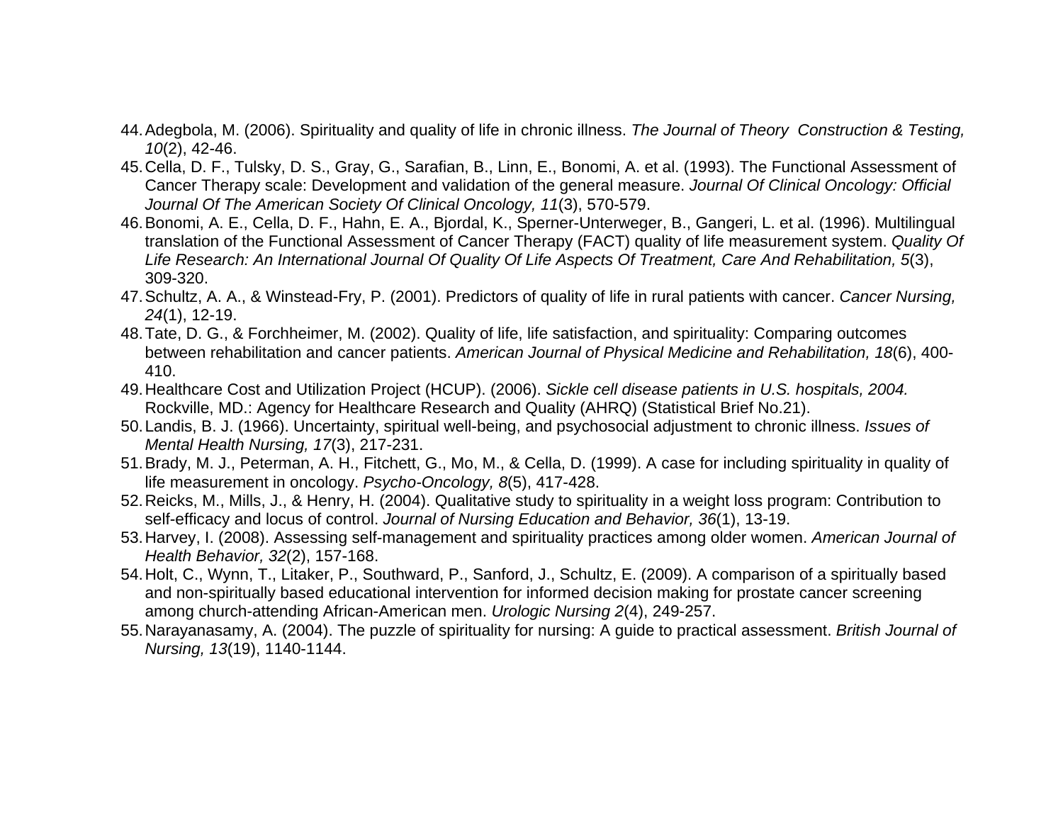44. Adegbola, M. (2006). Spirituality and quality of life in chronic illness. *The Journal of Theory  Construction & Testing, 10*(2), 42-46.
45. Cella, D. F., Tulsky, D. S., Gray, G., Sarafian, B., Linn, E., Bonomi, A. et al. (1993). The Functional Assessment of Cancer Therapy scale: Development and validation of the general measure. *Journal Of Clinical Oncology: Official Journal Of The American Society Of Clinical Oncology, 11*(3), 570-579.
46. Bonomi, A. E., Cella, D. F., Hahn, E. A., Bjordal, K., Sperner-Unterweger, B., Gangeri, L. et al. (1996). Multilingual translation of the Functional Assessment of Cancer Therapy (FACT) quality of life measurement system. *Quality Of Life Research: An International Journal Of Quality Of Life Aspects Of Treatment, Care And Rehabilitation, 5*(3), 309-320.
47. Schultz, A. A., & Winstead-Fry, P. (2001). Predictors of quality of life in rural patients with cancer. *Cancer Nursing, 24*(1), 12-19.
48. Tate, D. G., & Forchheimer, M. (2002). Quality of life, life satisfaction, and spirituality: Comparing outcomes between rehabilitation and cancer patients. *American Journal of Physical Medicine and Rehabilitation, 18*(6), 400-410.
49. Healthcare Cost and Utilization Project (HCUP). (2006). *Sickle cell disease patients in U.S. hospitals, 2004.* Rockville, MD.: Agency for Healthcare Research and Quality (AHRQ) (Statistical Brief No.21).
50. Landis, B. J. (1966). Uncertainty, spiritual well-being, and psychosocial adjustment to chronic illness. *Issues of Mental Health Nursing, 17*(3), 217-231.
51. Brady, M. J., Peterman, A. H., Fitchett, G., Mo, M., & Cella, D. (1999). A case for including spirituality in quality of life measurement in oncology. *Psycho-Oncology, 8*(5), 417-428.
52. Reicks, M., Mills, J., & Henry, H. (2004). Qualitative study to spirituality in a weight loss program: Contribution to self-efficacy and locus of control. *Journal of Nursing Education and Behavior, 36*(1), 13-19.
53. Harvey, I. (2008). Assessing self-management and spirituality practices among older women. *American Journal of Health Behavior, 32*(2), 157-168.
54. Holt, C., Wynn, T., Litaker, P., Southward, P., Sanford, J., Schultz, E. (2009). A comparison of a spiritually based and non-spiritually based educational intervention for informed decision making for prostate cancer screening among church-attending African-American men. *Urologic Nursing 2*(4), 249-257.
55. Narayanasamy, A. (2004). The puzzle of spirituality for nursing: A guide to practical assessment. *British Journal of Nursing, 13*(19), 1140-1144.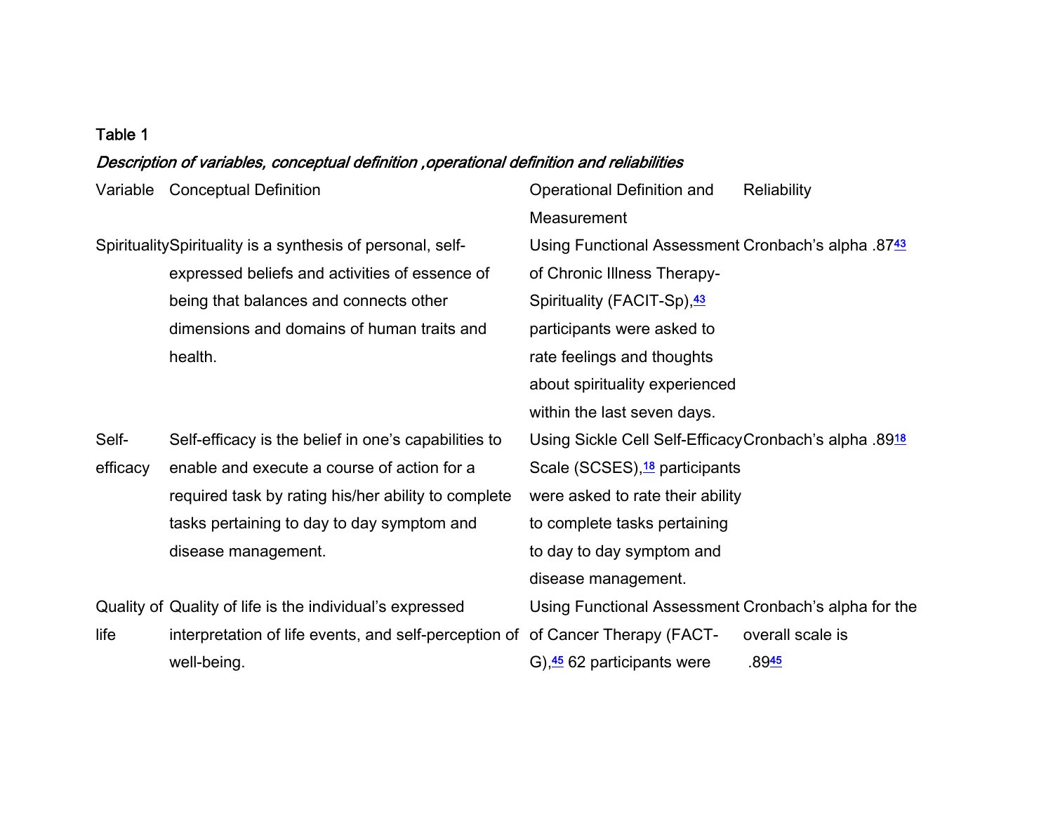Table 1

*Description of variables, conceptual definition ,operational definition and reliabilities*

| Variable | Conceptual Definition | Operational Definition and Measurement | Reliability |
|---|---|---|---|
| Spirituality | Spirituality is a synthesis of personal, self-expressed beliefs and activities of essence of being that balances and connects other dimensions and domains of human traits and health. | Using Functional Assessment of Chronic Illness Therapy-Spirituality (FACIT-Sp),[43] participants were asked to rate feelings and thoughts about spirituality experienced within the last seven days. | Cronbach's alpha .87[43] |
| Self-efficacy | Self-efficacy is the belief in one's capabilities to enable and execute a course of action for a required task by rating his/her ability to complete tasks pertaining to day to day symptom and disease management. | Using Sickle Cell Self-Efficacy Scale (SCSES),[18] participants were asked to rate their ability to complete tasks pertaining to day to day symptom and disease management. | Cronbach's alpha .89[18] |
| Quality of life | Quality of life is the individual's expressed interpretation of life events, and self-perception of well-being. | Using Functional Assessment of Cancer Therapy (FACT-G),[45] 62 participants were | Cronbach's alpha for the overall scale is .89[45] |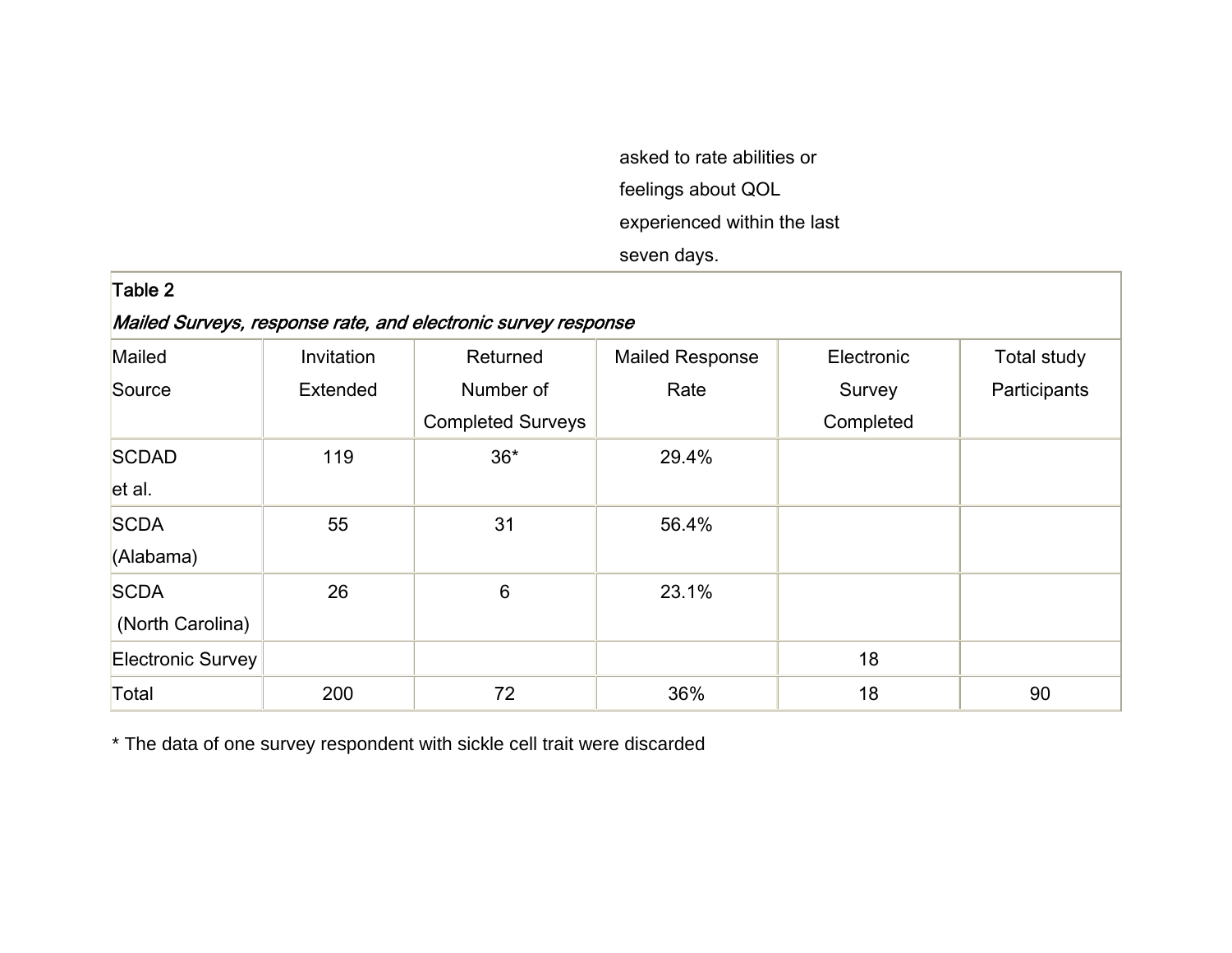asked to rate abilities or feelings about QOL experienced within the last seven days.

Table 2

*Mailed Surveys, response rate, and electronic survey response*

| Mailed Source | Invitation Extended | Returned Number of Completed Surveys | Mailed Response Rate | Electronic Survey Completed | Total study Participants |
|---|---|---|---|---|---|
| SCDAD et al. | 119 | 36* | 29.4% | | |
| SCDA (Alabama) | 55 | 31 | 56.4% | | |
| SCDA (North Carolina) | 26 | 6 | 23.1% | | |
| Electronic Survey | | | | 18 | |
| Total | 200 | 72 | 36% | 18 | 90 |

* The data of one survey respondent with sickle cell trait were discarded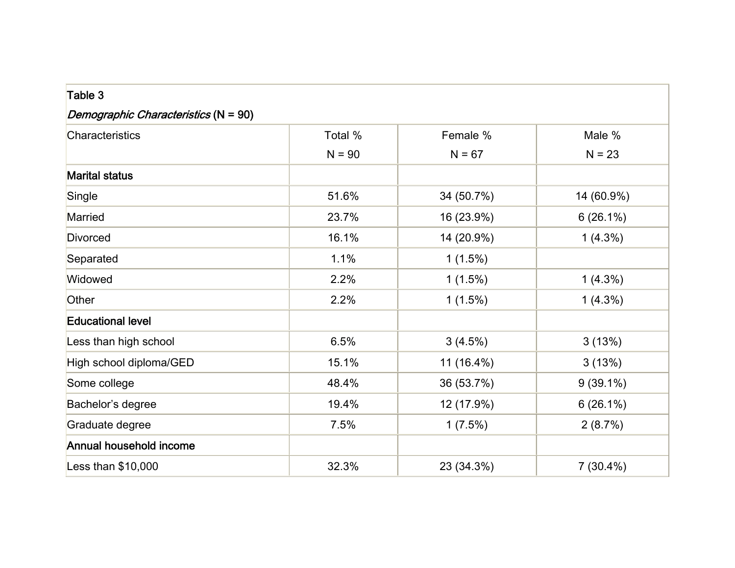Table 3

*Demographic Characteristics* (N = 90)

| Characteristics | Total %<br>N = 90 | Female %<br>N = 67 | Male %<br>N = 23 |
|---|---|---|---|
| **Marital status** | | | |
| Single | 51.6% | 34 (50.7%) | 14 (60.9%) |
| Married | 23.7% | 16 (23.9%) | 6 (26.1%) |
| Divorced | 16.1% | 14 (20.9%) | 1 (4.3%) |
| Separated | 1.1% | 1 (1.5%) | |
| Widowed | 2.2% | 1 (1.5%) | 1 (4.3%) |
| Other | 2.2% | 1 (1.5%) | 1 (4.3%) |
| **Educational level** | | | |
| Less than high school | 6.5% | 3 (4.5%) | 3 (13%) |
| High school diploma/GED | 15.1% | 11 (16.4%) | 3 (13%) |
| Some college | 48.4% | 36 (53.7%) | 9 (39.1%) |
| Bachelor's degree | 19.4% | 12 (17.9%) | 6 (26.1%) |
| Graduate degree | 7.5% | 1 (7.5%) | 2 (8.7%) |
| **Annual household income** | | | |
| Less than $10,000 | 32.3% | 23 (34.3%) | 7 (30.4%) |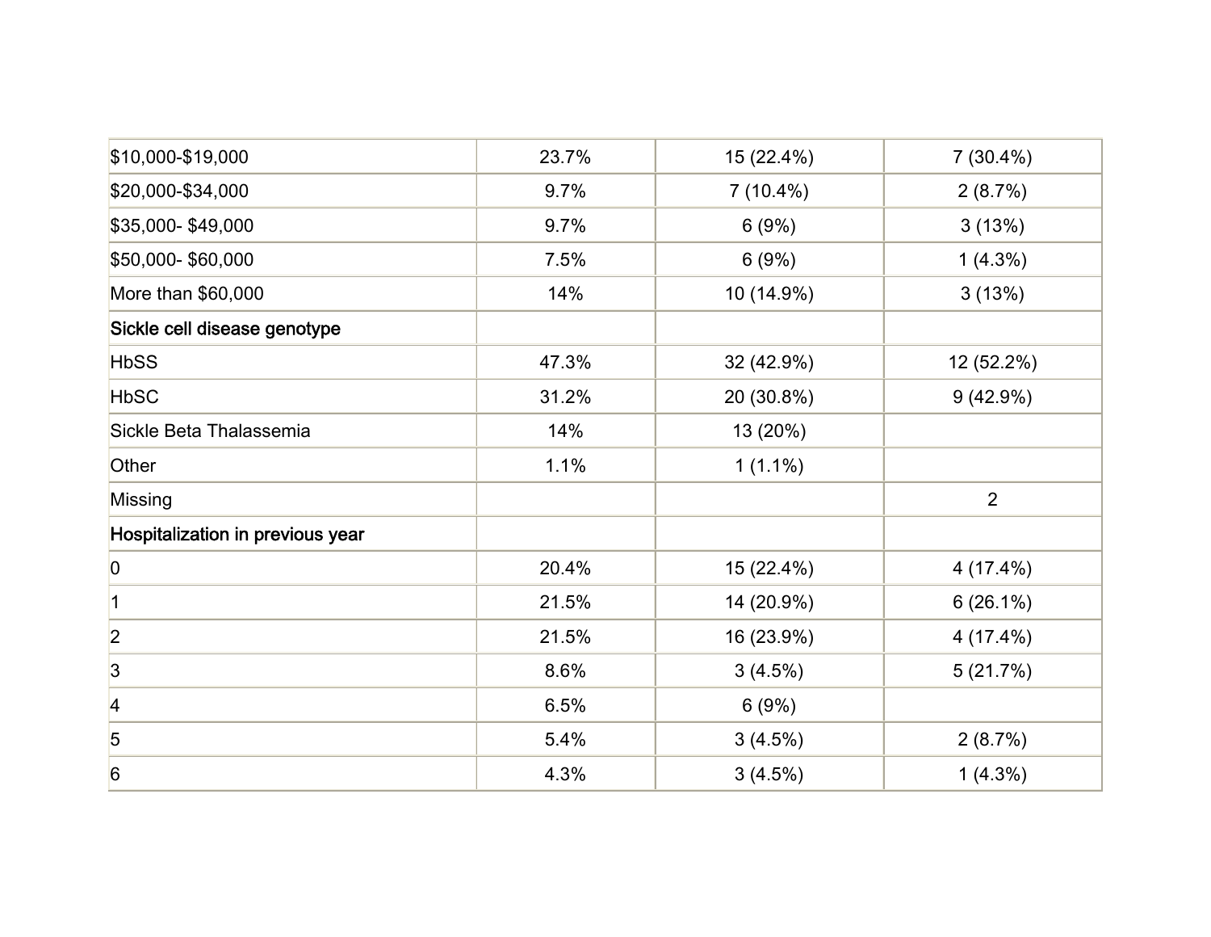| | | | |
|---|---|---|---|
| $10,000-$19,000 | 23.7% | 15 (22.4%) | 7 (30.4%) |
| $20,000-$34,000 | 9.7% | 7 (10.4%) | 2 (8.7%) |
| $35,000- $49,000 | 9.7% | 6 (9%) | 3 (13%) |
| $50,000- $60,000 | 7.5% | 6 (9%) | 1 (4.3%) |
| More than $60,000 | 14% | 10 (14.9%) | 3 (13%) |
| **Sickle cell disease genotype** | | | |
| HbSS | 47.3% | 32 (42.9%) | 12 (52.2%) |
| HbSC | 31.2% | 20 (30.8%) | 9 (42.9%) |
| Sickle Beta Thalassemia | 14% | 13 (20%) | |
| Other | 1.1% | 1 (1.1%) | |
| Missing | | | 2 |
| **Hospitalization in previous year** | | | |
| 0 | 20.4% | 15 (22.4%) | 4 (17.4%) |
| 1 | 21.5% | 14 (20.9%) | 6 (26.1%) |
| 2 | 21.5% | 16 (23.9%) | 4 (17.4%) |
| 3 | 8.6% | 3 (4.5%) | 5 (21.7%) |
| 4 | 6.5% | 6 (9%) | |
| 5 | 5.4% | 3 (4.5%) | 2 (8.7%) |
| 6 | 4.3% | 3 (4.5%) | 1 (4.3%) |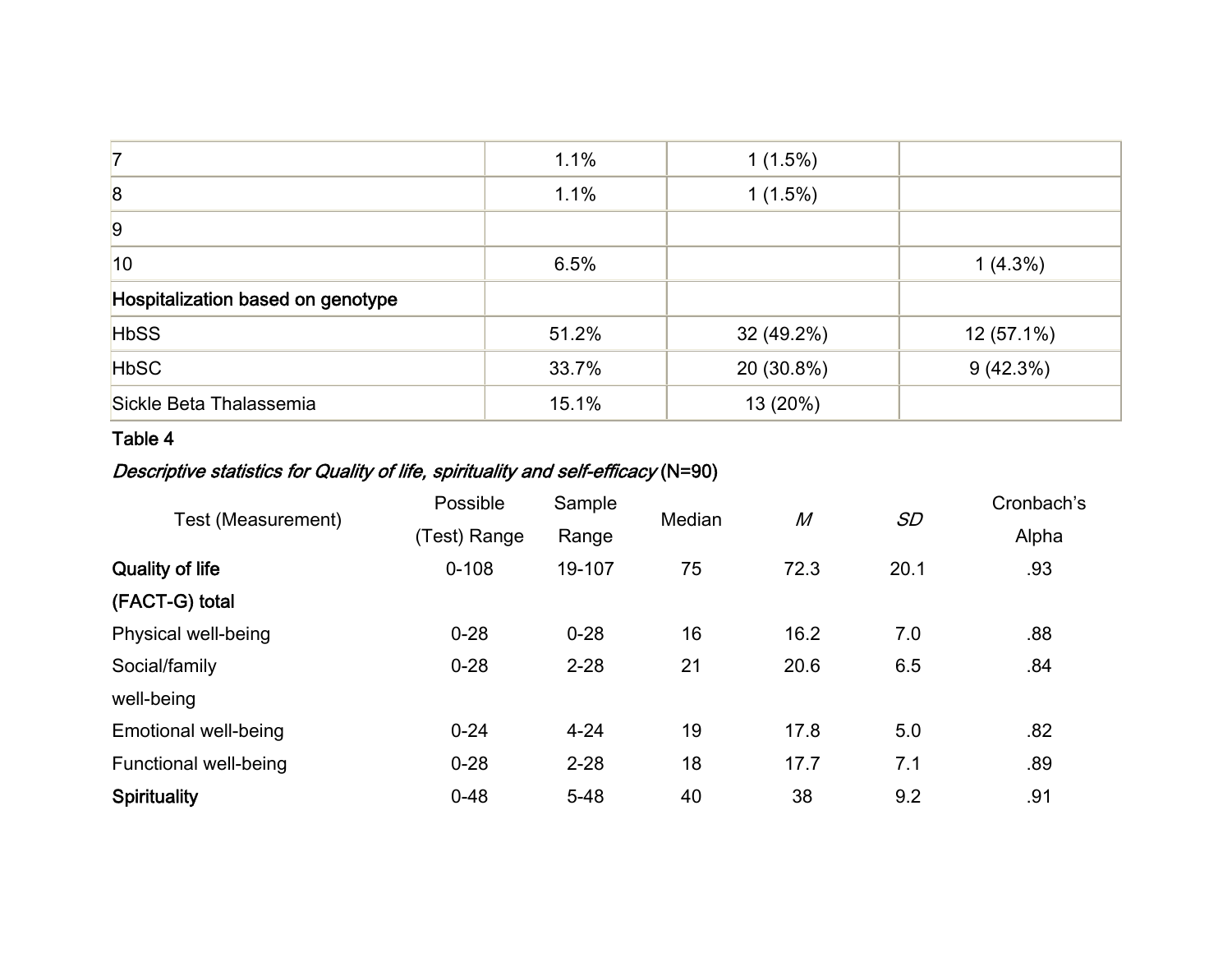| | | | |
|---|---|---|---|
| 7 | 1.1% | 1 (1.5%) | |
| 8 | 1.1% | 1 (1.5%) | |
| 9 | | | |
| 10 | 6.5% | | 1 (4.3%) |
| **Hospitalization based on genotype** | | | |
| HbSS | 51.2% | 32 (49.2%) | 12 (57.1%) |
| HbSC | 33.7% | 20 (30.8%) | 9 (42.3%) |
| Sickle Beta Thalassemia | 15.1% | 13 (20%) | |

**Table 4**

*Descriptive statistics for Quality of life, spirituality and self-efficacy* **(N=90)**

| Test (Measurement) | Possible (Test) Range | Sample Range | Median | *M* | *SD* | Cronbach's Alpha |
|---|---|---|---|---|---|---|
| **Quality of life (FACT-G) total** | 0-108 | 19-107 | 75 | 72.3 | 20.1 | .93 |
| Physical well-being | 0-28 | 0-28 | 16 | 16.2 | 7.0 | .88 |
| Social/family well-being | 0-28 | 2-28 | 21 | 20.6 | 6.5 | .84 |
| Emotional well-being | 0-24 | 4-24 | 19 | 17.8 | 5.0 | .82 |
| Functional well-being | 0-28 | 2-28 | 18 | 17.7 | 7.1 | .89 |
| **Spirituality** | 0-48 | 5-48 | 40 | 38 | 9.2 | .91 |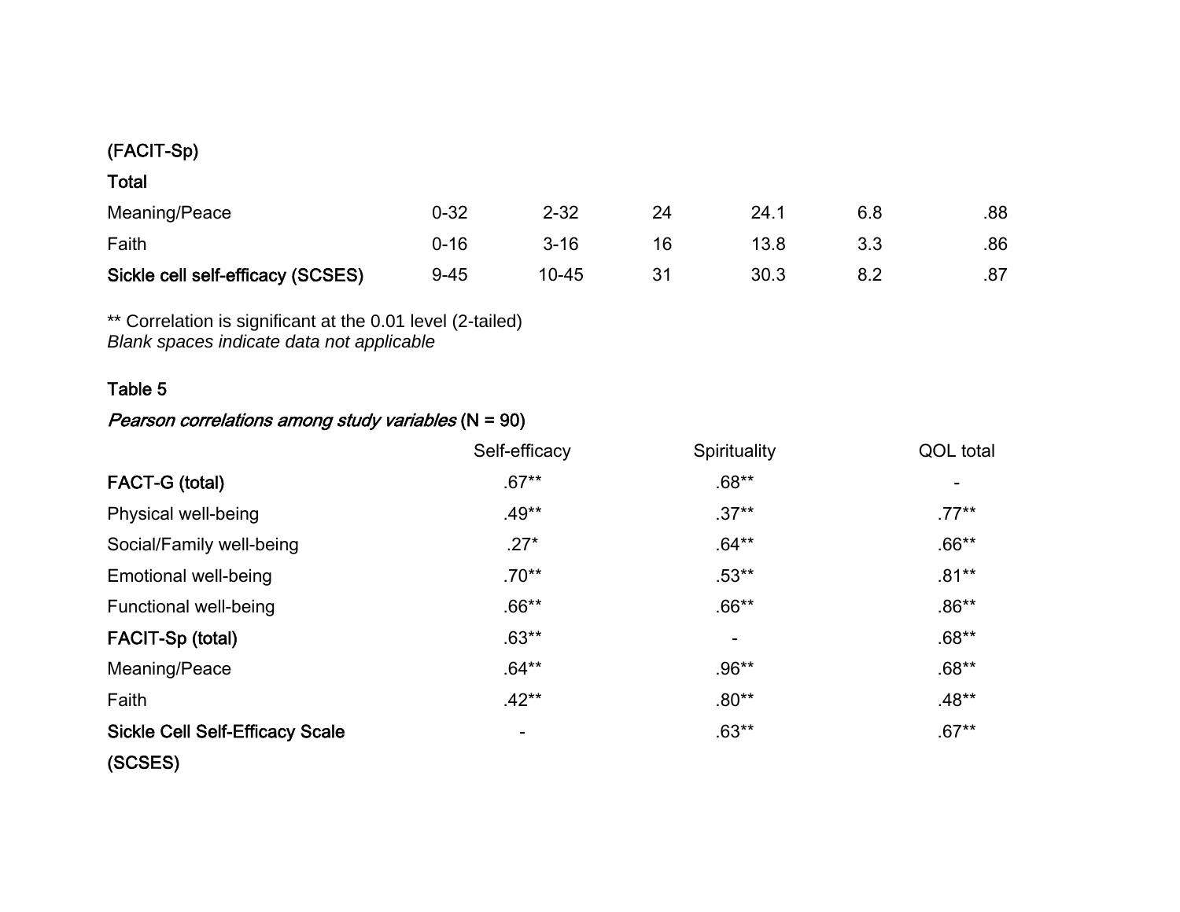| | | | | | | |
|---|---|---|---|---|---|---|
| **(FACIT-Sp)** | | | | | | |
| **Total** | | | | | | |
| Meaning/Peace | 0-32 | 2-32 | 24 | 24.1 | 6.8 | .88 |
| Faith | 0-16 | 3-16 | 16 | 13.8 | 3.3 | .86 |
| **Sickle cell self-efficacy (SCSES)** | 9-45 | 10-45 | 31 | 30.3 | 8.2 | .87 |

** Correlation is significant at the 0.01 level (2-tailed)
*Blank spaces indicate data not applicable*

**Table 5**

*Pearson correlations among study variables* **(N = 90)**

| | Self-efficacy | Spirituality | QOL total |
|---|---|---|---|
| **FACT-G (total)** | .67** | .68** | - |
| Physical well-being | .49** | .37** | .77** |
| Social/Family well-being | .27* | .64** | .66** |
| Emotional well-being | .70** | .53** | .81** |
| Functional well-being | .66** | .66** | .86** |
| **FACIT-Sp (total)** | .63** | - | .68** |
| Meaning/Peace | .64** | .96** | .68** |
| Faith | .42** | .80** | .48** |
| **Sickle Cell Self-Efficacy Scale (SCSES)** | - | .63** | .67** |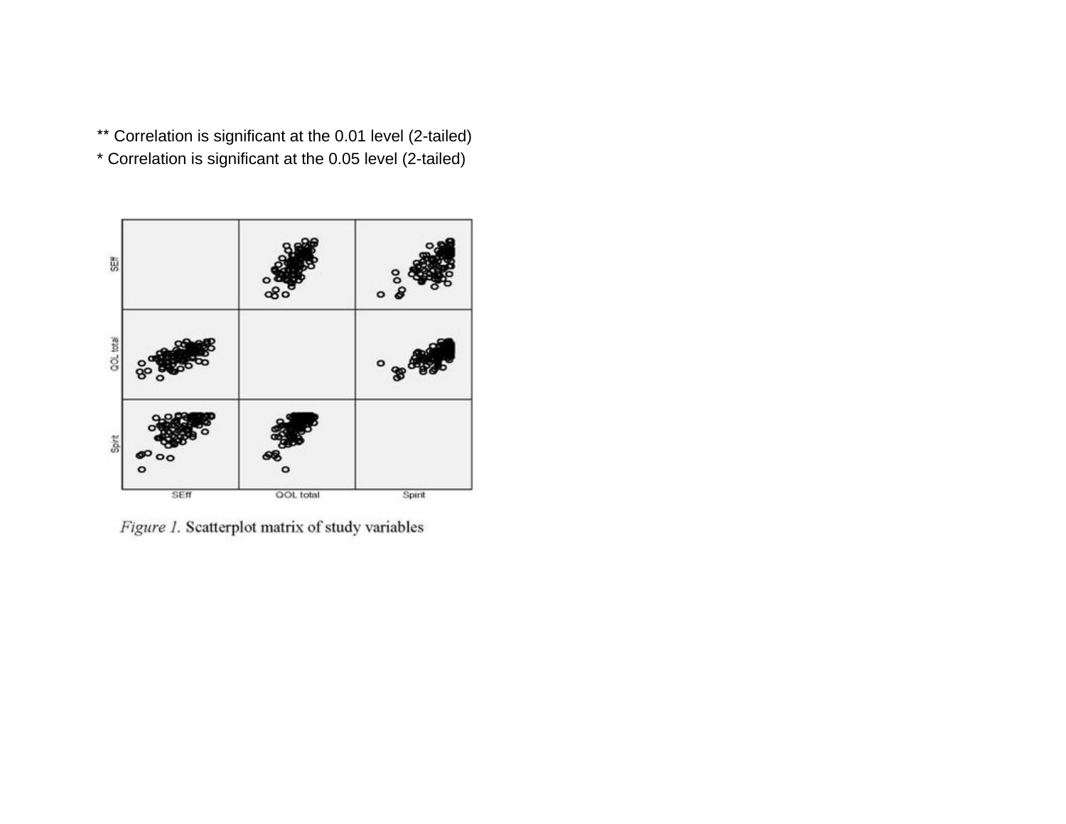** Correlation is significant at the 0.01 level (2-tailed)
* Correlation is significant at the 0.05 level (2-tailed)

SEff

QOL total

Spirit

SEff

QOL total

Spirit

*Figure 1.* Scatterplot matrix of study variables